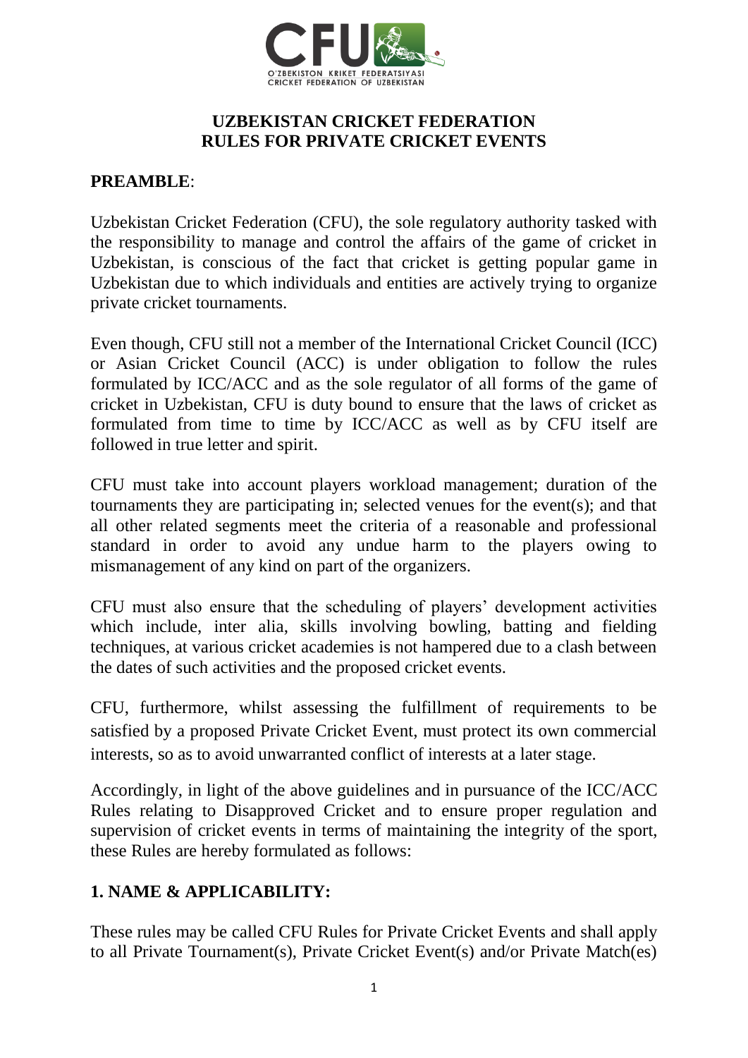# UZBEKISTAN CRICKET FEDERATION
# RULES FOR PRIVATE CRICKET EVENTS

**PREAMBLE**:

Uzbekistan Cricket Federation (CFU), the sole regulatory authority tasked with the responsibility to manage and control the affairs of the game of cricket in Uzbekistan, is conscious of the fact that cricket is getting popular game in Uzbekistan due to which individuals and entities are actively trying to organize private cricket tournaments.

Even though, CFU still not a member of the International Cricket Council (ICC) or Asian Cricket Council (ACC) is under obligation to follow the rules formulated by ICC/ACC and as the sole regulator of all forms of the game of cricket in Uzbekistan, CFU is duty bound to ensure that the laws of cricket as formulated from time to time by ICC/ACC as well as by CFU itself are followed in true letter and spirit.

CFU must take into account players workload management; duration of the tournaments they are participating in; selected venues for the event(s); and that all other related segments meet the criteria of a reasonable and professional standard in order to avoid any undue harm to the players owing to mismanagement of any kind on part of the organizers.

CFU must also ensure that the scheduling of players' development activities which include, inter alia, skills involving bowling, batting and fielding techniques, at various cricket academies is not hampered due to a clash between the dates of such activities and the proposed cricket events.

CFU, furthermore, whilst assessing the fulfillment of requirements to be satisfied by a proposed Private Cricket Event, must protect its own commercial interests, so as to avoid unwarranted conflict of interests at a later stage.

Accordingly, in light of the above guidelines and in pursuance of the ICC/ACC Rules relating to Disapproved Cricket and to ensure proper regulation and supervision of cricket events in terms of maintaining the integrity of the sport, these Rules are hereby formulated as follows:

## 1. NAME & APPLICABILITY:

These rules may be called CFU Rules for Private Cricket Events and shall apply to all Private Tournament(s), Private Cricket Event(s) and/or Private Match(es)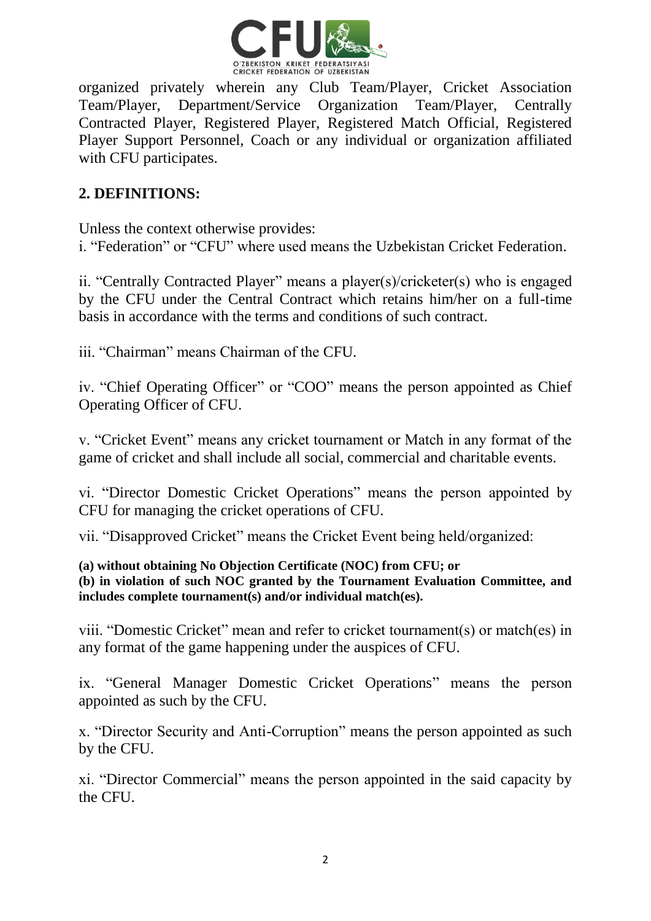organized privately wherein any Club Team/Player, Cricket Association Team/Player, Department/Service Organization Team/Player, Centrally Contracted Player, Registered Player, Registered Match Official, Registered Player Support Personnel, Coach or any individual or organization affiliated with CFU participates.

## 2. DEFINITIONS:

Unless the context otherwise provides:

i. “Federation” or “CFU” where used means the Uzbekistan Cricket Federation.

ii. “Centrally Contracted Player” means a player(s)/cricketer(s) who is engaged by the CFU under the Central Contract which retains him/her on a full-time basis in accordance with the terms and conditions of such contract.

iii. “Chairman” means Chairman of the CFU.

iv. “Chief Operating Officer” or “COO” means the person appointed as Chief Operating Officer of CFU.

v. “Cricket Event” means any cricket tournament or Match in any format of the game of cricket and shall include all social, commercial and charitable events.

vi. “Director Domestic Cricket Operations” means the person appointed by CFU for managing the cricket operations of CFU.

vii. “Disapproved Cricket” means the Cricket Event being held/organized:

**(a) without obtaining No Objection Certificate (NOC) from CFU; or**
**(b) in violation of such NOC granted by the Tournament Evaluation Committee, and includes complete tournament(s) and/or individual match(es).**

viii. “Domestic Cricket” mean and refer to cricket tournament(s) or match(es) in any format of the game happening under the auspices of CFU.

ix. “General Manager Domestic Cricket Operations” means the person appointed as such by the CFU.

x. “Director Security and Anti-Corruption” means the person appointed as such by the CFU.

xi. “Director Commercial” means the person appointed in the said capacity by the CFU.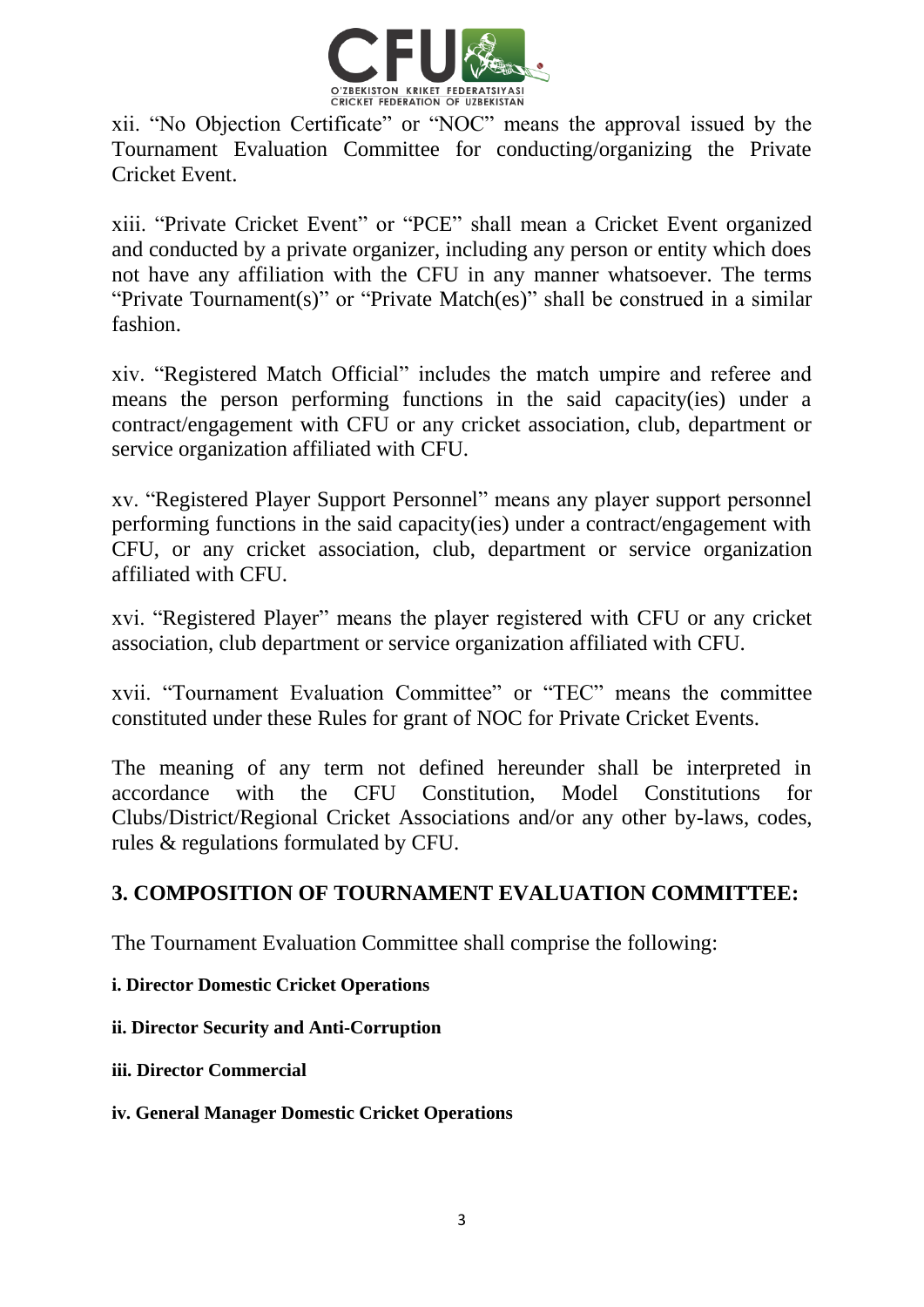xii. “No Objection Certificate” or “NOC” means the approval issued by the Tournament Evaluation Committee for conducting/organizing the Private Cricket Event.

xiii. “Private Cricket Event” or “PCE” shall mean a Cricket Event organized and conducted by a private organizer, including any person or entity which does not have any affiliation with the CFU in any manner whatsoever. The terms “Private Tournament(s)” or “Private Match(es)” shall be construed in a similar fashion.

xiv. “Registered Match Official” includes the match umpire and referee and means the person performing functions in the said capacity(ies) under a contract/engagement with CFU or any cricket association, club, department or service organization affiliated with CFU.

xv. “Registered Player Support Personnel” means any player support personnel performing functions in the said capacity(ies) under a contract/engagement with CFU, or any cricket association, club, department or service organization affiliated with CFU.

xvi. “Registered Player” means the player registered with CFU or any cricket association, club department or service organization affiliated with CFU.

xvii. “Tournament Evaluation Committee” or “TEC” means the committee constituted under these Rules for grant of NOC for Private Cricket Events.

The meaning of any term not defined hereunder shall be interpreted in accordance with the CFU Constitution, Model Constitutions for Clubs/District/Regional Cricket Associations and/or any other by-laws, codes, rules & regulations formulated by CFU.

## 3. COMPOSITION OF TOURNAMENT EVALUATION COMMITTEE:

The Tournament Evaluation Committee shall comprise the following:

**i. Director Domestic Cricket Operations**

**ii. Director Security and Anti-Corruption**

**iii. Director Commercial**

**iv. General Manager Domestic Cricket Operations**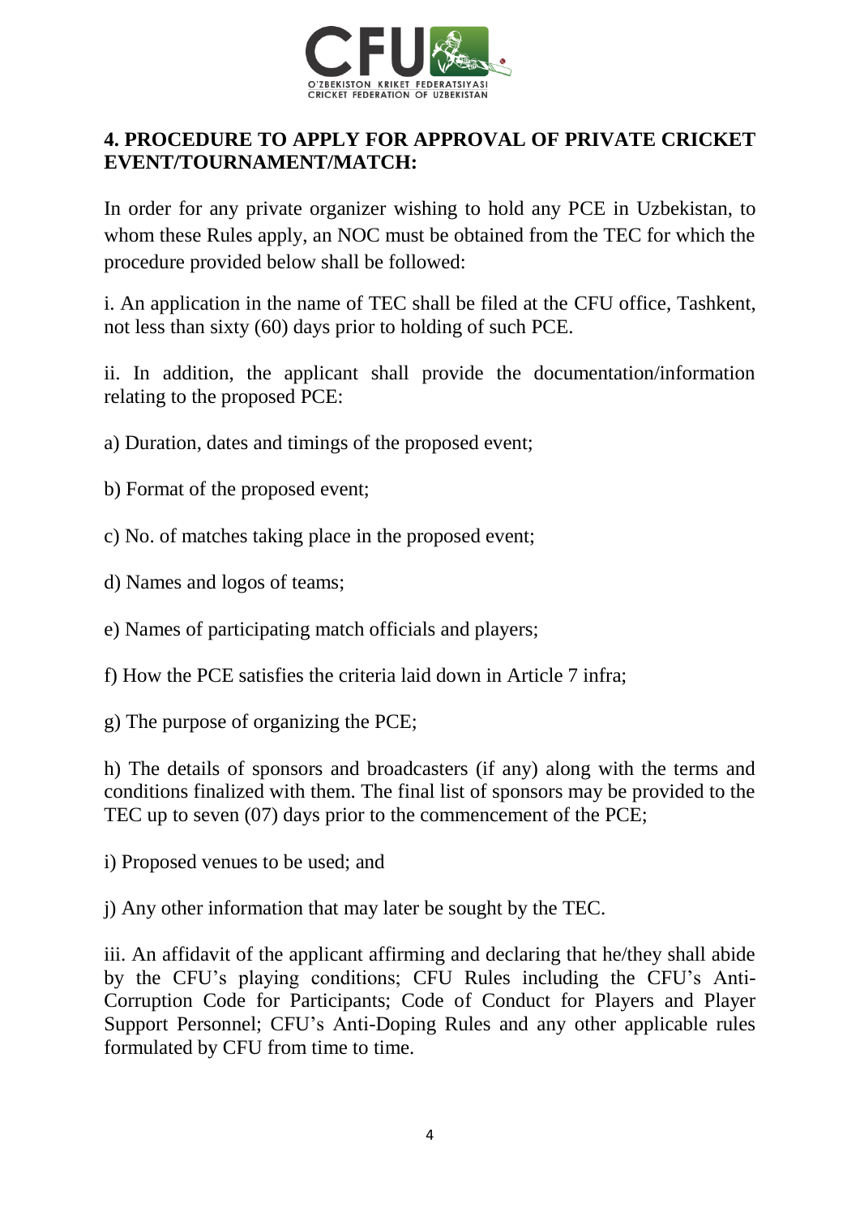## 4. PROCEDURE TO APPLY FOR APPROVAL OF PRIVATE CRICKET EVENT/TOURNAMENT/MATCH:

In order for any private organizer wishing to hold any PCE in Uzbekistan, to whom these Rules apply, an NOC must be obtained from the TEC for which the procedure provided below shall be followed:

i. An application in the name of TEC shall be filed at the CFU office, Tashkent, not less than sixty (60) days prior to holding of such PCE.

ii. In addition, the applicant shall provide the documentation/information relating to the proposed PCE:

a) Duration, dates and timings of the proposed event;

b) Format of the proposed event;

c) No. of matches taking place in the proposed event;

d) Names and logos of teams;

e) Names of participating match officials and players;

f) How the PCE satisfies the criteria laid down in Article 7 infra;

g) The purpose of organizing the PCE;

h) The details of sponsors and broadcasters (if any) along with the terms and conditions finalized with them. The final list of sponsors may be provided to the TEC up to seven (07) days prior to the commencement of the PCE;

i) Proposed venues to be used; and

j) Any other information that may later be sought by the TEC.

iii. An affidavit of the applicant affirming and declaring that he/they shall abide by the CFU's playing conditions; CFU Rules including the CFU's Anti-Corruption Code for Participants; Code of Conduct for Players and Player Support Personnel; CFU's Anti-Doping Rules and any other applicable rules formulated by CFU from time to time.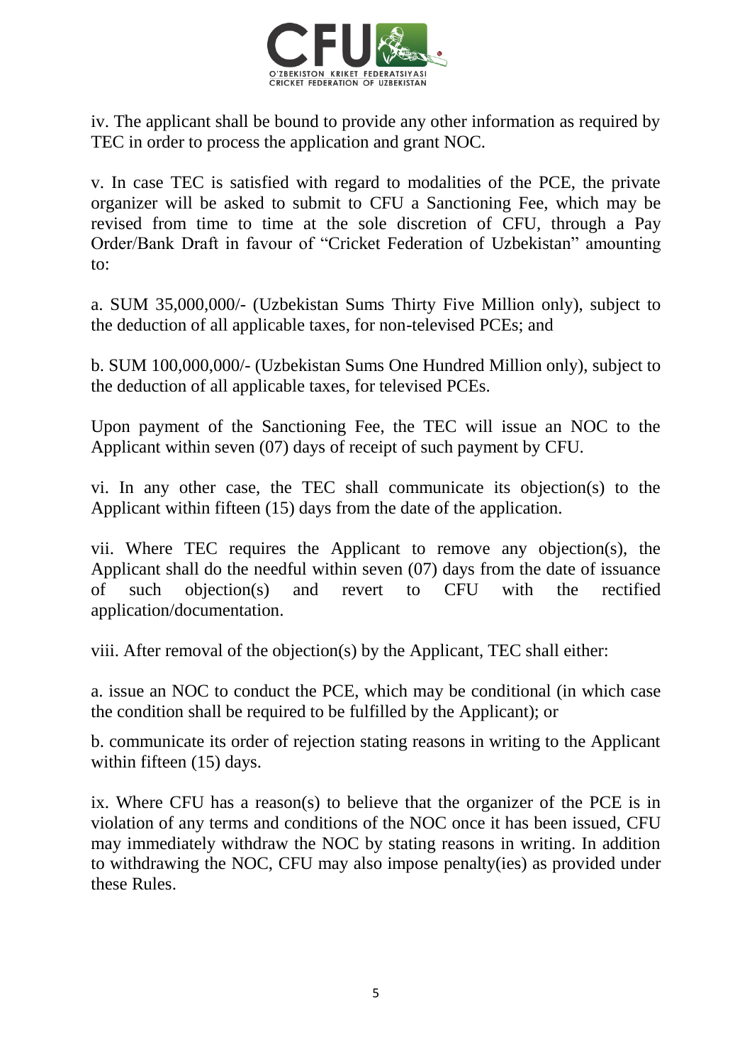iv. The applicant shall be bound to provide any other information as required by TEC in order to process the application and grant NOC.

v. In case TEC is satisfied with regard to modalities of the PCE, the private organizer will be asked to submit to CFU a Sanctioning Fee, which may be revised from time to time at the sole discretion of CFU, through a Pay Order/Bank Draft in favour of “Cricket Federation of Uzbekistan” amounting to:

a. SUM 35,000,000/- (Uzbekistan Sums Thirty Five Million only), subject to the deduction of all applicable taxes, for non-televised PCEs; and

b. SUM 100,000,000/- (Uzbekistan Sums One Hundred Million only), subject to the deduction of all applicable taxes, for televised PCEs.

Upon payment of the Sanctioning Fee, the TEC will issue an NOC to the Applicant within seven (07) days of receipt of such payment by CFU.

vi. In any other case, the TEC shall communicate its objection(s) to the Applicant within fifteen (15) days from the date of the application.

vii. Where TEC requires the Applicant to remove any objection(s), the Applicant shall do the needful within seven (07) days from the date of issuance of such objection(s) and revert to CFU with the rectified application/documentation.

viii. After removal of the objection(s) by the Applicant, TEC shall either:

a. issue an NOC to conduct the PCE, which may be conditional (in which case the condition shall be required to be fulfilled by the Applicant); or

b. communicate its order of rejection stating reasons in writing to the Applicant within fifteen (15) days.

ix. Where CFU has a reason(s) to believe that the organizer of the PCE is in violation of any terms and conditions of the NOC once it has been issued, CFU may immediately withdraw the NOC by stating reasons in writing. In addition to withdrawing the NOC, CFU may also impose penalty(ies) as provided under these Rules.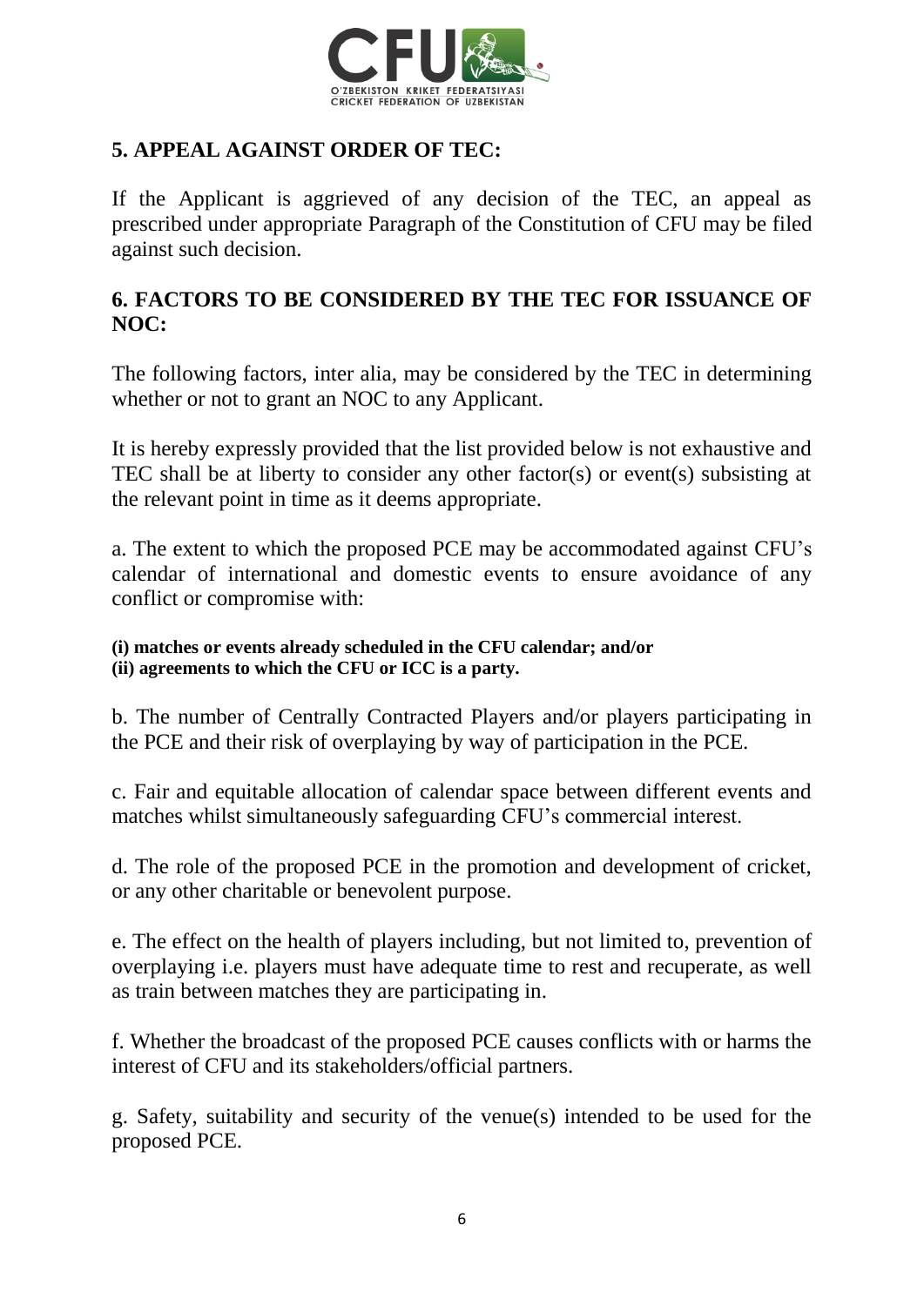## 5. APPEAL AGAINST ORDER OF TEC:

If the Applicant is aggrieved of any decision of the TEC, an appeal as prescribed under appropriate Paragraph of the Constitution of CFU may be filed against such decision.

## 6. FACTORS TO BE CONSIDERED BY THE TEC FOR ISSUANCE OF NOC:

The following factors, inter alia, may be considered by the TEC in determining whether or not to grant an NOC to any Applicant.

It is hereby expressly provided that the list provided below is not exhaustive and TEC shall be at liberty to consider any other factor(s) or event(s) subsisting at the relevant point in time as it deems appropriate.

a. The extent to which the proposed PCE may be accommodated against CFU's calendar of international and domestic events to ensure avoidance of any conflict or compromise with:

**(i) matches or events already scheduled in the CFU calendar; and/or**
**(ii) agreements to which the CFU or ICC is a party.**

b. The number of Centrally Contracted Players and/or players participating in the PCE and their risk of overplaying by way of participation in the PCE.

c. Fair and equitable allocation of calendar space between different events and matches whilst simultaneously safeguarding CFU's commercial interest.

d. The role of the proposed PCE in the promotion and development of cricket, or any other charitable or benevolent purpose.

e. The effect on the health of players including, but not limited to, prevention of overplaying i.e. players must have adequate time to rest and recuperate, as well as train between matches they are participating in.

f. Whether the broadcast of the proposed PCE causes conflicts with or harms the interest of CFU and its stakeholders/official partners.

g. Safety, suitability and security of the venue(s) intended to be used for the proposed PCE.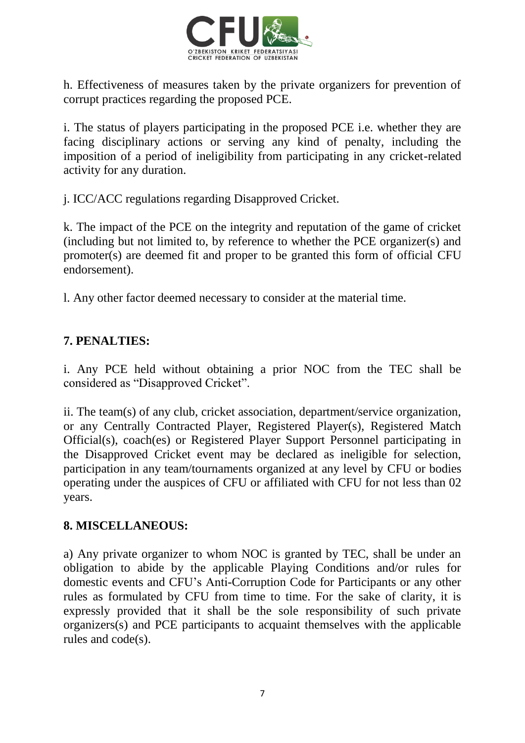h. Effectiveness of measures taken by the private organizers for prevention of corrupt practices regarding the proposed PCE.

i. The status of players participating in the proposed PCE i.e. whether they are facing disciplinary actions or serving any kind of penalty, including the imposition of a period of ineligibility from participating in any cricket-related activity for any duration.

j. ICC/ACC regulations regarding Disapproved Cricket.

k. The impact of the PCE on the integrity and reputation of the game of cricket (including but not limited to, by reference to whether the PCE organizer(s) and promoter(s) are deemed fit and proper to be granted this form of official CFU endorsement).

l. Any other factor deemed necessary to consider at the material time.

## 7. PENALTIES:

i. Any PCE held without obtaining a prior NOC from the TEC shall be considered as "Disapproved Cricket".

ii. The team(s) of any club, cricket association, department/service organization, or any Centrally Contracted Player, Registered Player(s), Registered Match Official(s), coach(es) or Registered Player Support Personnel participating in the Disapproved Cricket event may be declared as ineligible for selection, participation in any team/tournaments organized at any level by CFU or bodies operating under the auspices of CFU or affiliated with CFU for not less than 02 years.

## 8. MISCELLANEOUS:

a) Any private organizer to whom NOC is granted by TEC, shall be under an obligation to abide by the applicable Playing Conditions and/or rules for domestic events and CFU's Anti-Corruption Code for Participants or any other rules as formulated by CFU from time to time. For the sake of clarity, it is expressly provided that it shall be the sole responsibility of such private organizers(s) and PCE participants to acquaint themselves with the applicable rules and code(s).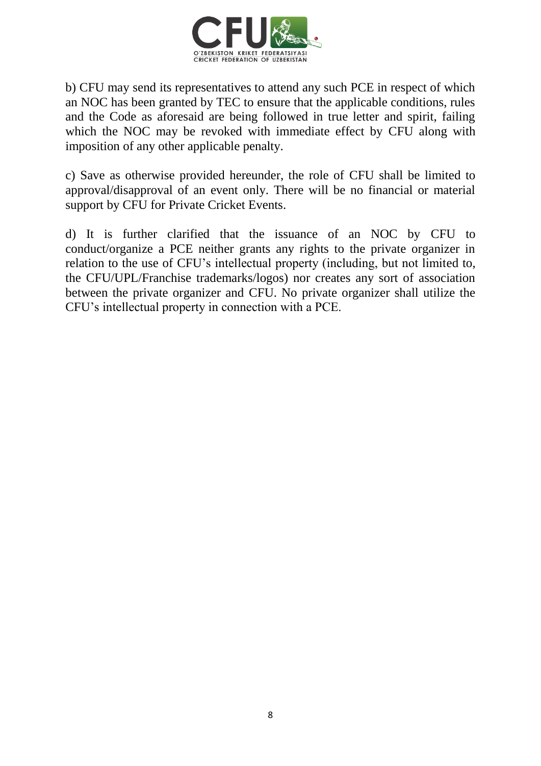b) CFU may send its representatives to attend any such PCE in respect of which an NOC has been granted by TEC to ensure that the applicable conditions, rules and the Code as aforesaid are being followed in true letter and spirit, failing which the NOC may be revoked with immediate effect by CFU along with imposition of any other applicable penalty.

c) Save as otherwise provided hereunder, the role of CFU shall be limited to approval/disapproval of an event only. There will be no financial or material support by CFU for Private Cricket Events.

d) It is further clarified that the issuance of an NOC by CFU to conduct/organize a PCE neither grants any rights to the private organizer in relation to the use of CFU's intellectual property (including, but not limited to, the CFU/UPL/Franchise trademarks/logos) nor creates any sort of association between the private organizer and CFU. No private organizer shall utilize the CFU's intellectual property in connection with a PCE.